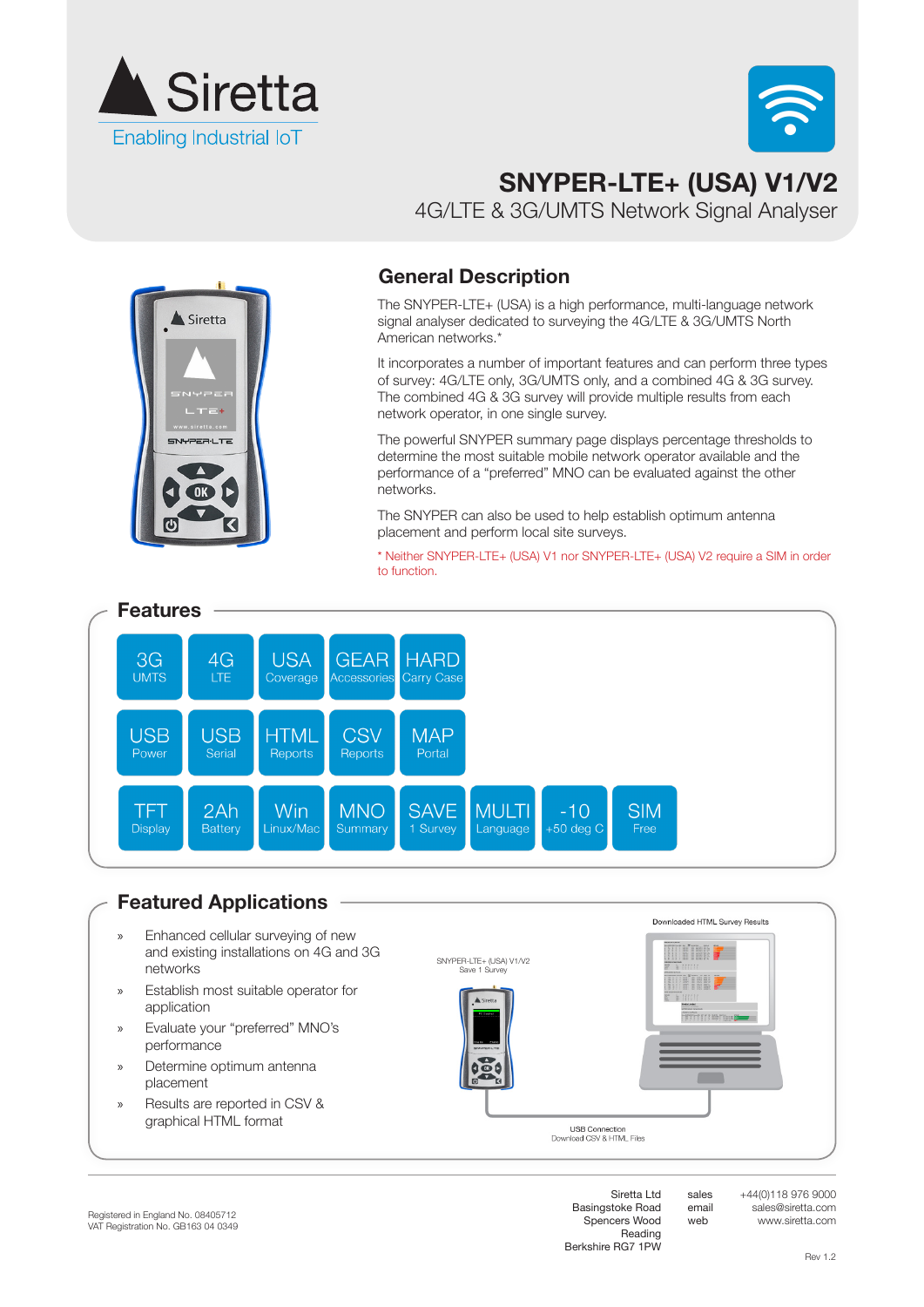Siretta
Enabling Industrial IoT

# SNYPER-LTE+ (USA) V1/V2

## 4G/LTE & 3G/UMTS Network Signal Analyser

## General Description

The SNYPER-LTE+ (USA) is a high performance, multi-language network signal analyser dedicated to surveying the 4G/LTE & 3G/UMTS North American networks.*

It incorporates a number of important features and can perform three types of survey: 4G/LTE only, 3G/UMTS only, and a combined 4G & 3G survey. The combined 4G & 3G survey will provide multiple results from each network operator, in one single survey.

The powerful SNYPER summary page displays percentage thresholds to determine the most suitable mobile network operator available and the performance of a "preferred" MNO can be evaluated against the other networks.

The SNYPER can also be used to help establish optimum antenna placement and perform local site surveys.

* Neither SNYPER-LTE+ (USA) V1 nor SNYPER-LTE+ (USA) V2 require a SIM in order to function.

## Features

- 3G UMTS
- 4G LTE
- USA Coverage
- GEAR Accessories
- HARD Carry Case
- USB Power
- USB Serial
- HTML Reports
- CSV Reports
- MAP Portal
- TFT Display
- 2Ah Battery
- Win Linux/Mac
- MNO Summary
- SAVE 1 Survey
- MULTI Language
- -10 +50 deg C
- SIM Free

## Featured Applications

- Enhanced cellular surveying of new and existing installations on 4G and 3G networks
- Establish most suitable operator for application
- Evaluate your "preferred" MNO's performance
- Determine optimum antenna placement
- Results are reported in CSV & graphical HTML format

SNYPER-LTE+ (USA) V1/V2
Save 1 Survey

Downloaded HTML Survey Results

USB Connection
Download CSV & HTML Files

Registered in England No. 08405712
VAT Registration No. GB163 04 0349

Siretta Ltd
Basingstoke Road
Spencers Wood
Reading
Berkshire RG7 1PW

sales +44(0)118 976 9000
email sales@siretta.com
web www.siretta.com

Rev 1.2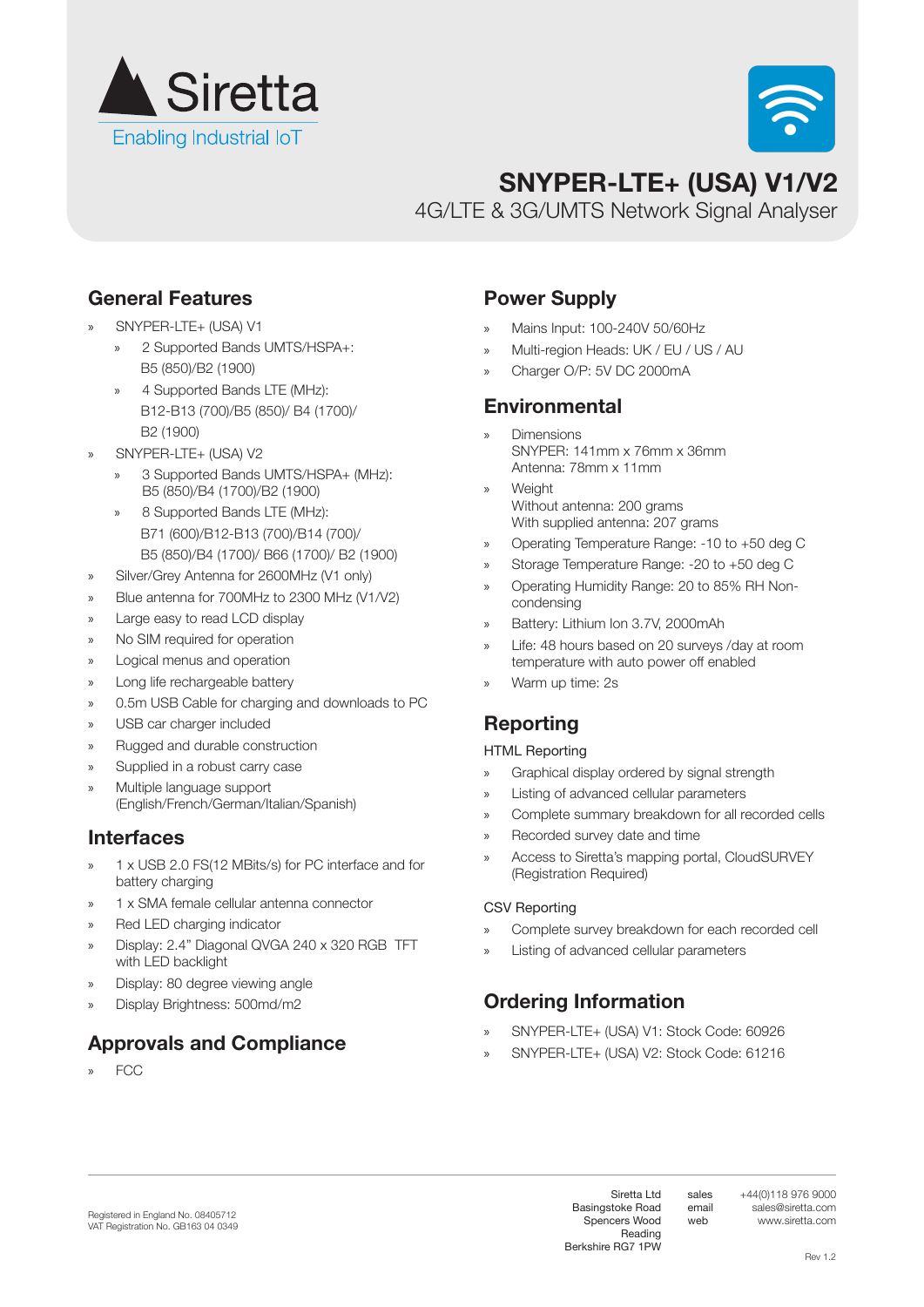Siretta

Enabling Industrial IoT

# SNYPER-LTE+ (USA) V1/V2

4G/LTE & 3G/UMTS Network Signal Analyser

## General Features

- SNYPER-LTE+ (USA) V1
  - 2 Supported Bands UMTS/HSPA+: B5 (850)/B2 (1900)
  - 4 Supported Bands LTE (MHz): B12-B13 (700)/B5 (850)/ B4 (1700)/ B2 (1900)
- SNYPER-LTE+ (USA) V2
  - 3 Supported Bands UMTS/HSPA+ (MHz): B5 (850)/B4 (1700)/B2 (1900)
  - 8 Supported Bands LTE (MHz): B71 (600)/B12-B13 (700)/B14 (700)/ B5 (850)/B4 (1700)/ B66 (1700)/ B2 (1900)
- Silver/Grey Antenna for 2600MHz (V1 only)
- Blue antenna for 700MHz to 2300 MHz (V1/V2)
- Large easy to read LCD display
- No SIM required for operation
- Logical menus and operation
- Long life rechargeable battery
- 0.5m USB Cable for charging and downloads to PC
- USB car charger included
- Rugged and durable construction
- Supplied in a robust carry case
- Multiple language support (English/French/German/Italian/Spanish)

## Interfaces

- 1 x USB 2.0 FS(12 MBits/s) for PC interface and for battery charging
- 1 x SMA female cellular antenna connector
- Red LED charging indicator
- Display: 2.4” Diagonal QVGA 240 x 320 RGB TFT with LED backlight
- Display: 80 degree viewing angle
- Display Brightness: 500md/m2

## Approvals and Compliance

- FCC

## Power Supply

- Mains Input: 100-240V 50/60Hz
- Multi-region Heads: UK / EU / US / AU
- Charger O/P: 5V DC 2000mA

## Environmental

- Dimensions
  SNYPER: 141mm x 76mm x 36mm
  Antenna: 78mm x 11mm
- Weight
  Without antenna: 200 grams
  With supplied antenna: 207 grams
- Operating Temperature Range: -10 to +50 deg C
- Storage Temperature Range: -20 to +50 deg C
- Operating Humidity Range: 20 to 85% RH Non-condensing
- Battery: Lithium Ion 3.7V, 2000mAh
- Life: 48 hours based on 20 surveys /day at room temperature with auto power off enabled
- Warm up time: 2s

## Reporting

### HTML Reporting

- Graphical display ordered by signal strength
- Listing of advanced cellular parameters
- Complete summary breakdown for all recorded cells
- Recorded survey date and time
- Access to Siretta’s mapping portal, CloudSURVEY (Registration Required)

### CSV Reporting

- Complete survey breakdown for each recorded cell
- Listing of advanced cellular parameters

## Ordering Information

- SNYPER-LTE+ (USA) V1: Stock Code: 60926
- SNYPER-LTE+ (USA) V2: Stock Code: 61216

Registered in England No. 08405712
VAT Registration No. GB163 04 0349

Siretta Ltd
Basingstoke Road
Spencers Wood
Reading
Berkshire RG7 1PW

sales +44(0)118 976 9000
email sales@siretta.com
web www.siretta.com

Rev 1.2